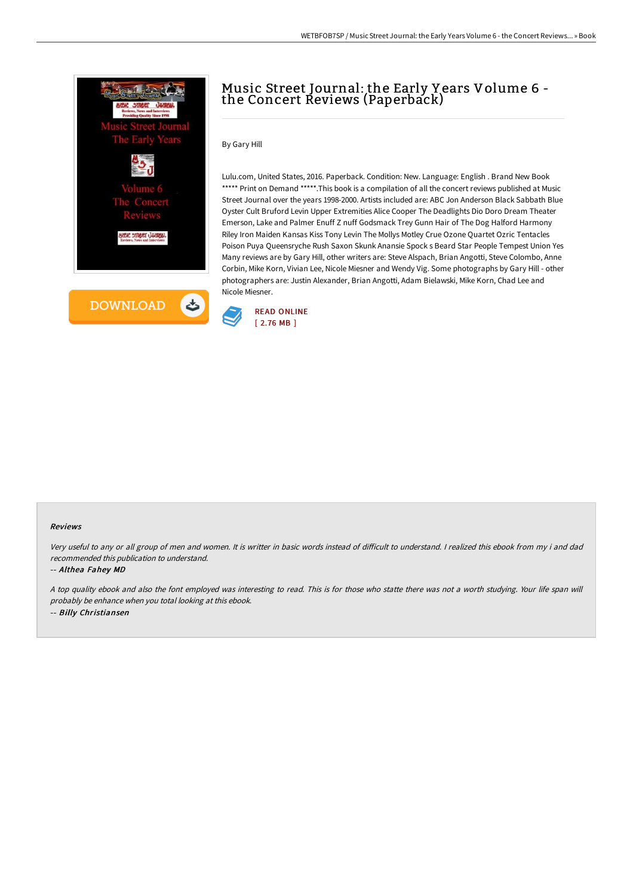# Music Street Journal: the Early Years Volume 6 - the Concert Reviews (Paperback)

By Gary Hill

Lulu.com, United States, 2016. Paperback. Condition: New. Language: English . Brand New Book ***** Print on Demand *****.This book is a compilation of all the concert reviews published at Music Street Journal over the years 1998-2000. Artists included are: ABC Jon Anderson Black Sabbath Blue Oyster Cult Bruford Levin Upper Extremities Alice Cooper The Deadlights Dio Doro Dream Theater Emerson, Lake and Palmer Enuff Z nuff Godsmack Trey Gunn Hair of The Dog Halford Harmony Riley Iron Maiden Kansas Kiss Tony Levin The Mollys Motley Crue Ozone Quartet Ozric Tentacles Poison Puya Queensryche Rush Saxon Skunk Anansie Spock s Beard Star People Tempest Union Yes Many reviews are by Gary Hill, other writers are: Steve Alspach, Brian Angotti, Steve Colombo, Anne Corbin, Mike Korn, Vivian Lee, Nicole Miesner and Wendy Vig. Some photographs by Gary Hill - other photographers are: Justin Alexander, Brian Angotti, Adam Bielawski, Mike Korn, Chad Lee and Nicole Miesner.

DOWNLOAD

READ ONLINE
[ 2.76 MB ]

#### Reviews

*Very useful to any or all group of men and women. It is writter in basic words instead of difficult to understand. I realized this ebook from my i and dad recommended this publication to understand.*

-- ***Althea Fahey MD***

*A top quality ebook and also the font employed was interesting to read. This is for those who statte there was not a worth studying. Your life span will probably be enhance when you total looking at this ebook.*

-- ***Billy Christiansen***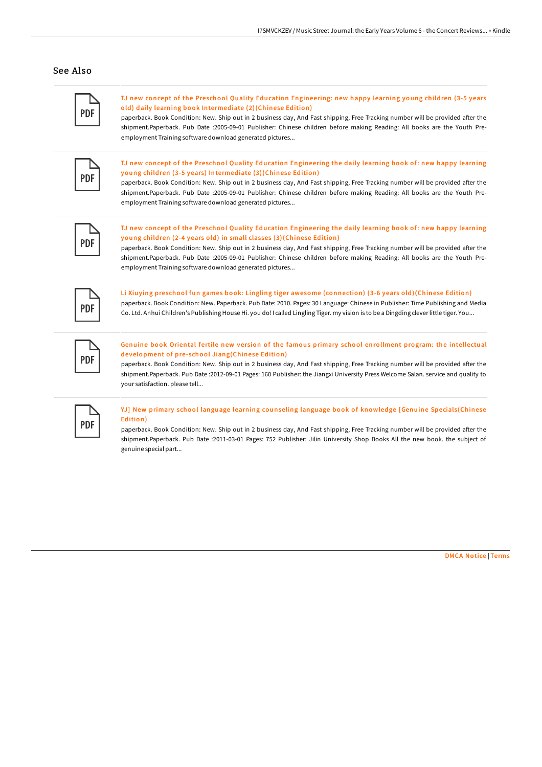## See Also

**TJ new concept of the Preschool Quality Education Engineering: new happy learning young children (3-5 years old) daily learning book Intermediate (2)(Chinese Edition)**

paperback. Book Condition: New. Ship out in 2 business day, And Fast shipping, Free Tracking number will be provided after the shipment.Paperback. Pub Date :2005-09-01 Publisher: Chinese children before making Reading: All books are the Youth Pre-employment Training software download generated pictures...

**TJ new concept of the Preschool Quality Education Engineering the daily learning book of: new happy learning young children (3-5 years) Intermediate (3)(Chinese Edition)**

paperback. Book Condition: New. Ship out in 2 business day, And Fast shipping, Free Tracking number will be provided after the shipment.Paperback. Pub Date :2005-09-01 Publisher: Chinese children before making Reading: All books are the Youth Pre-employment Training software download generated pictures...

**TJ new concept of the Preschool Quality Education Engineering the daily learning book of: new happy learning young children (2-4 years old) in small classes (3)(Chinese Edition)**

paperback. Book Condition: New. Ship out in 2 business day, And Fast shipping, Free Tracking number will be provided after the shipment.Paperback. Pub Date :2005-09-01 Publisher: Chinese children before making Reading: All books are the Youth Pre-employment Training software download generated pictures...

**Li Xiuying preschool fun games book: Lingling tiger awesome (connection) (3-6 years old)(Chinese Edition)**

paperback. Book Condition: New. Paperback. Pub Date: 2010. Pages: 30 Language: Chinese in Publisher: Time Publishing and Media Co. Ltd. Anhui Children's Publishing House Hi. you do! I called Lingling Tiger. my vision is to be a Dingding clever little tiger. You...

**Genuine book Oriental fertile new version of the famous primary school enrollment program: the intellectual development of pre-school Jiang(Chinese Edition)**

paperback. Book Condition: New. Ship out in 2 business day, And Fast shipping, Free Tracking number will be provided after the shipment.Paperback. Pub Date :2012-09-01 Pages: 160 Publisher: the Jiangxi University Press Welcome Salan. service and quality to your satisfaction. please tell...

**YJ] New primary school language learning counseling language book of knowledge [Genuine Specials(Chinese Edition)**

paperback. Book Condition: New. Ship out in 2 business day, And Fast shipping, Free Tracking number will be provided after the shipment.Paperback. Pub Date :2011-03-01 Pages: 752 Publisher: Jilin University Shop Books All the new book. the subject of genuine special part...